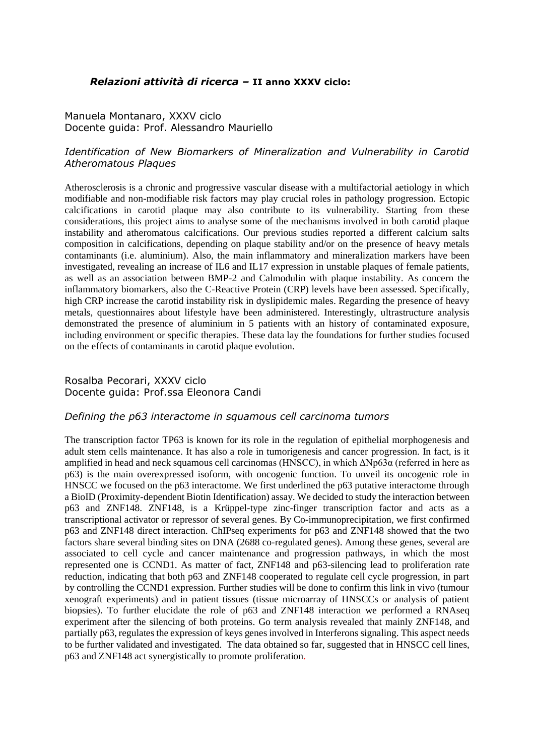## *Relazioni attività di ricerca* – **II anno XXXV ciclo:**

Manuela Montanaro, XXXV ciclo
Docente guida: Prof. Alessandro Mauriello

### *Identification of New Biomarkers of Mineralization and Vulnerability in Carotid Atheromatous Plaques*

Atherosclerosis is a chronic and progressive vascular disease with a multifactorial aetiology in which modifiable and non-modifiable risk factors may play crucial roles in pathology progression. Ectopic calcifications in carotid plaque may also contribute to its vulnerability. Starting from these considerations, this project aims to analyse some of the mechanisms involved in both carotid plaque instability and atheromatous calcifications. Our previous studies reported a different calcium salts composition in calcifications, depending on plaque stability and/or on the presence of heavy metals contaminants (i.e. aluminium). Also, the main inflammatory and mineralization markers have been investigated, revealing an increase of IL6 and IL17 expression in unstable plaques of female patients, as well as an association between BMP-2 and Calmodulin with plaque instability. As concern the inflammatory biomarkers, also the C-Reactive Protein (CRP) levels have been assessed. Specifically, high CRP increase the carotid instability risk in dyslipidemic males. Regarding the presence of heavy metals, questionnaires about lifestyle have been administered. Interestingly, ultrastructure analysis demonstrated the presence of aluminium in 5 patients with an history of contaminated exposure, including environment or specific therapies. These data lay the foundations for further studies focused on the effects of contaminants in carotid plaque evolution.

Rosalba Pecorari, XXXV ciclo
Docente guida: Prof.ssa Eleonora Candi

### *Defining the p63 interactome in squamous cell carcinoma tumors*

The transcription factor TP63 is known for its role in the regulation of epithelial morphogenesis and adult stem cells maintenance. It has also a role in tumorigenesis and cancer progression. In fact, is it amplified in head and neck squamous cell carcinomas (HNSCC), in which ΔNp63α (referred in here as p63) is the main overexpressed isoform, with oncogenic function. To unveil its oncogenic role in HNSCC we focused on the p63 interactome. We first underlined the p63 putative interactome through a BioID (Proximity-dependent Biotin Identification) assay. We decided to study the interaction between p63 and ZNF148. ZNF148, is a Krüppel-type zinc-finger transcription factor and acts as a transcriptional activator or repressor of several genes. By Co-immunoprecipitation, we first confirmed p63 and ZNF148 direct interaction. ChIPseq experiments for p63 and ZNF148 showed that the two factors share several binding sites on DNA (2688 co-regulated genes). Among these genes, several are associated to cell cycle and cancer maintenance and progression pathways, in which the most represented one is CCND1. As matter of fact, ZNF148 and p63-silencing lead to proliferation rate reduction, indicating that both p63 and ZNF148 cooperated to regulate cell cycle progression, in part by controlling the CCND1 expression. Further studies will be done to confirm this link in vivo (tumour xenograft experiments) and in patient tissues (tissue microarray of HNSCCs or analysis of patient biopsies). To further elucidate the role of p63 and ZNF148 interaction we performed a RNAseq experiment after the silencing of both proteins. Go term analysis revealed that mainly ZNF148, and partially p63, regulates the expression of keys genes involved in Interferons signaling. This aspect needs to be further validated and investigated. The data obtained so far, suggested that in HNSCC cell lines, p63 and ZNF148 act synergistically to promote proliferation.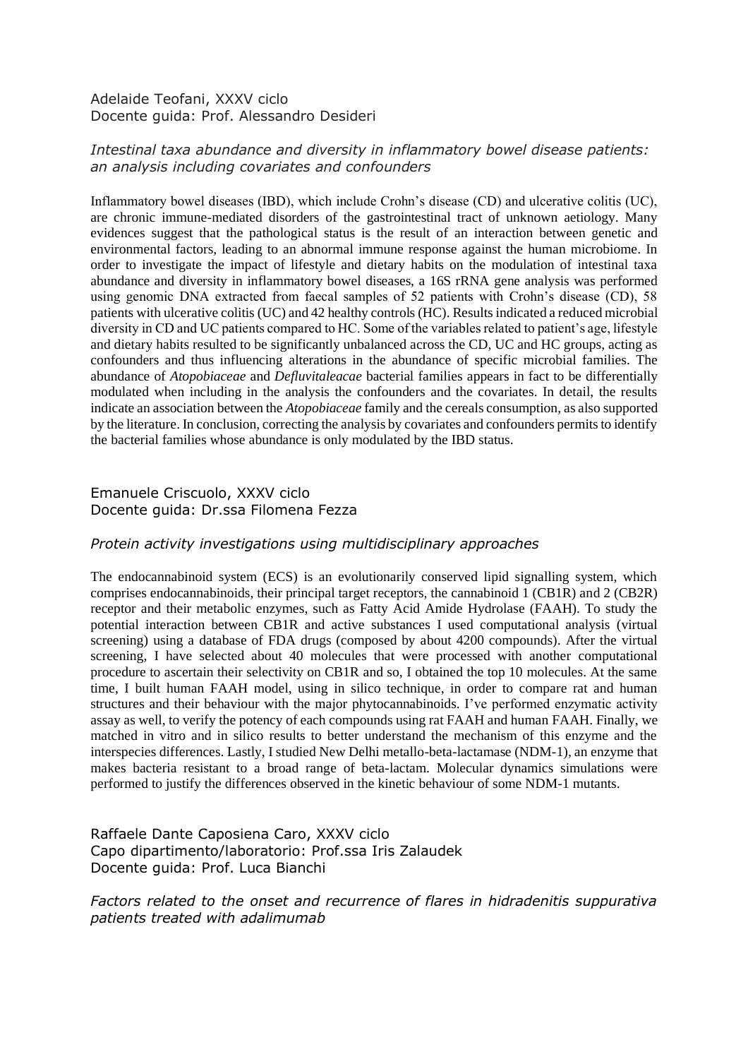Adelaide Teofani, XXXV ciclo
Docente guida: Prof. Alessandro Desideri

*Intestinal taxa abundance and diversity in inflammatory bowel disease patients: an analysis including covariates and confounders*

Inflammatory bowel diseases (IBD), which include Crohn's disease (CD) and ulcerative colitis (UC), are chronic immune-mediated disorders of the gastrointestinal tract of unknown aetiology. Many evidences suggest that the pathological status is the result of an interaction between genetic and environmental factors, leading to an abnormal immune response against the human microbiome. In order to investigate the impact of lifestyle and dietary habits on the modulation of intestinal taxa abundance and diversity in inflammatory bowel diseases, a 16S rRNA gene analysis was performed using genomic DNA extracted from faecal samples of 52 patients with Crohn's disease (CD), 58 patients with ulcerative colitis (UC) and 42 healthy controls (HC). Results indicated a reduced microbial diversity in CD and UC patients compared to HC. Some of the variables related to patient's age, lifestyle and dietary habits resulted to be significantly unbalanced across the CD, UC and HC groups, acting as confounders and thus influencing alterations in the abundance of specific microbial families. The abundance of *Atopobiaceae* and *Defluvitaleacae* bacterial families appears in fact to be differentially modulated when including in the analysis the confounders and the covariates. In detail, the results indicate an association between the *Atopobiaceae* family and the cereals consumption, as also supported by the literature. In conclusion, correcting the analysis by covariates and confounders permits to identify the bacterial families whose abundance is only modulated by the IBD status.

Emanuele Criscuolo, XXXV ciclo
Docente guida: Dr.ssa Filomena Fezza

*Protein activity investigations using multidisciplinary approaches*

The endocannabinoid system (ECS) is an evolutionarily conserved lipid signalling system, which comprises endocannabinoids, their principal target receptors, the cannabinoid 1 (CB1R) and 2 (CB2R) receptor and their metabolic enzymes, such as Fatty Acid Amide Hydrolase (FAAH). To study the potential interaction between CB1R and active substances I used computational analysis (virtual screening) using a database of FDA drugs (composed by about 4200 compounds). After the virtual screening, I have selected about 40 molecules that were processed with another computational procedure to ascertain their selectivity on CB1R and so, I obtained the top 10 molecules. At the same time, I built human FAAH model, using in silico technique, in order to compare rat and human structures and their behaviour with the major phytocannabinoids. I've performed enzymatic activity assay as well, to verify the potency of each compounds using rat FAAH and human FAAH. Finally, we matched in vitro and in silico results to better understand the mechanism of this enzyme and the interspecies differences. Lastly, I studied New Delhi metallo-beta-lactamase (NDM-1), an enzyme that makes bacteria resistant to a broad range of beta-lactam. Molecular dynamics simulations were performed to justify the differences observed in the kinetic behaviour of some NDM-1 mutants.

Raffaele Dante Caposiena Caro, XXXV ciclo
Capo dipartimento/laboratorio: Prof.ssa Iris Zalaudek
Docente guida: Prof. Luca Bianchi

*Factors related to the onset and recurrence of flares in hidradenitis suppurativa patients treated with adalimumab*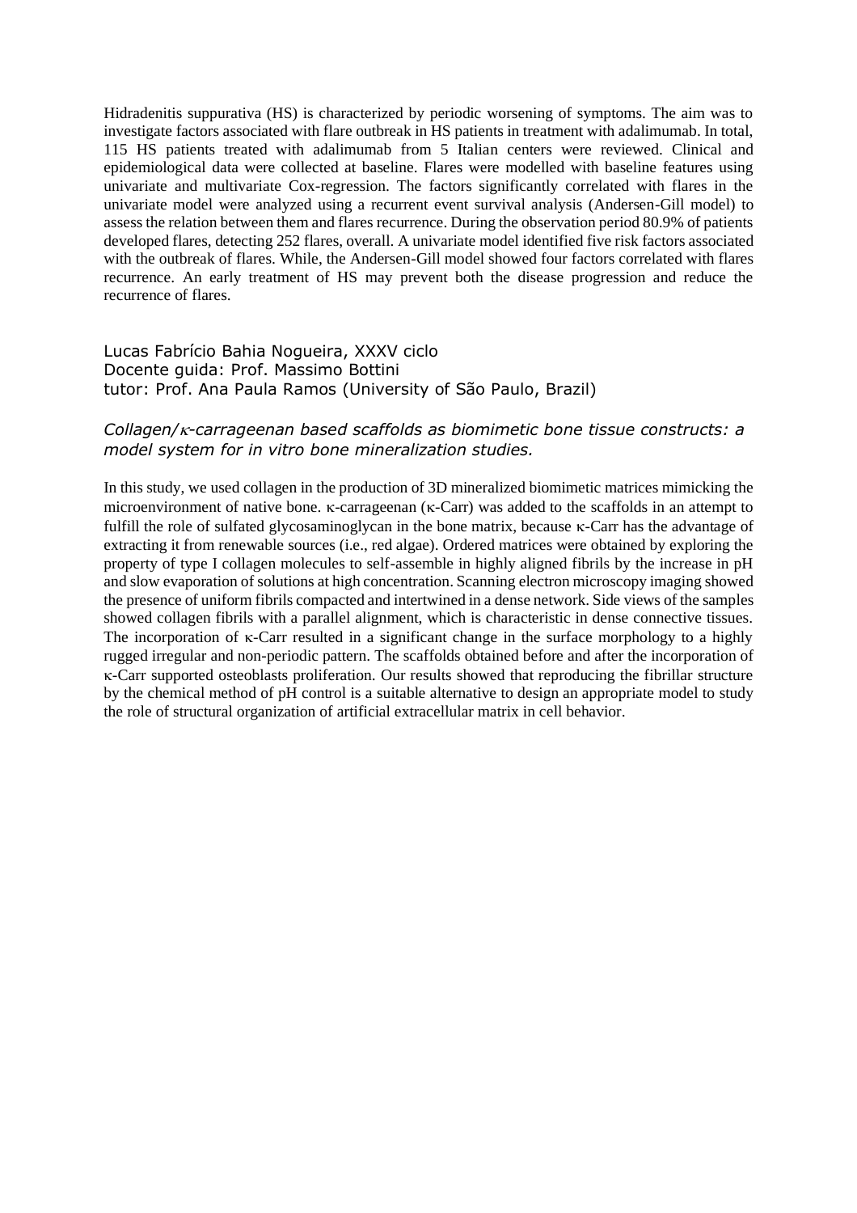Hidradenitis suppurativa (HS) is characterized by periodic worsening of symptoms. The aim was to investigate factors associated with flare outbreak in HS patients in treatment with adalimumab. In total, 115 HS patients treated with adalimumab from 5 Italian centers were reviewed. Clinical and epidemiological data were collected at baseline. Flares were modelled with baseline features using univariate and multivariate Cox-regression. The factors significantly correlated with flares in the univariate model were analyzed using a recurrent event survival analysis (Andersen-Gill model) to assess the relation between them and flares recurrence. During the observation period 80.9% of patients developed flares, detecting 252 flares, overall. A univariate model identified five risk factors associated with the outbreak of flares. While, the Andersen-Gill model showed four factors correlated with flares recurrence. An early treatment of HS may prevent both the disease progression and reduce the recurrence of flares.

Lucas Fabrício Bahia Nogueira, XXXV ciclo
Docente guida: Prof. Massimo Bottini
tutor: Prof. Ana Paula Ramos (University of São Paulo, Brazil)

*Collagen/κ-carrageenan based scaffolds as biomimetic bone tissue constructs: a model system for in vitro bone mineralization studies.*

In this study, we used collagen in the production of 3D mineralized biomimetic matrices mimicking the microenvironment of native bone. κ-carrageenan (κ-Carr) was added to the scaffolds in an attempt to fulfill the role of sulfated glycosaminoglycan in the bone matrix, because κ-Carr has the advantage of extracting it from renewable sources (i.e., red algae). Ordered matrices were obtained by exploring the property of type I collagen molecules to self-assemble in highly aligned fibrils by the increase in pH and slow evaporation of solutions at high concentration. Scanning electron microscopy imaging showed the presence of uniform fibrils compacted and intertwined in a dense network. Side views of the samples showed collagen fibrils with a parallel alignment, which is characteristic in dense connective tissues. The incorporation of κ-Carr resulted in a significant change in the surface morphology to a highly rugged irregular and non-periodic pattern. The scaffolds obtained before and after the incorporation of κ-Carr supported osteoblasts proliferation. Our results showed that reproducing the fibrillar structure by the chemical method of pH control is a suitable alternative to design an appropriate model to study the role of structural organization of artificial extracellular matrix in cell behavior.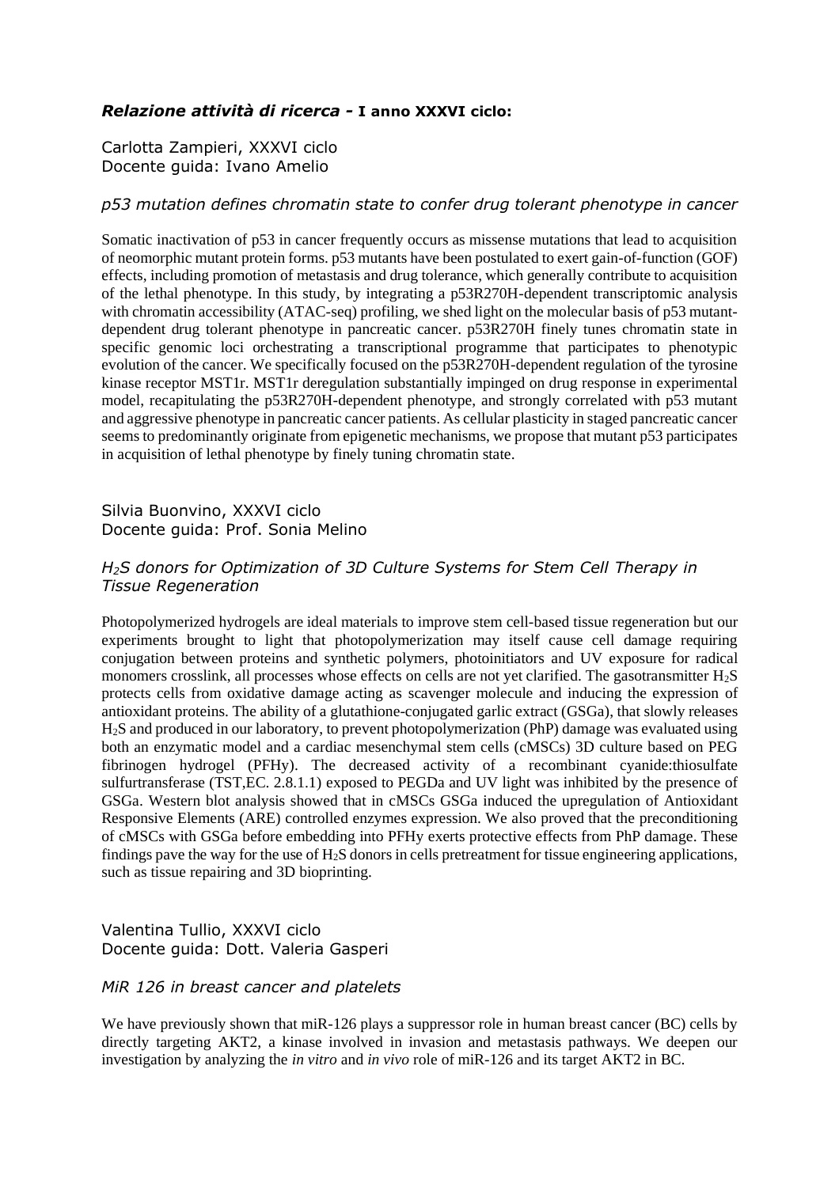### ***Relazione attività di ricerca* - I anno XXXVI ciclo:**

Carlotta Zampieri, XXXVI ciclo
Docente guida: Ivano Amelio

*p53 mutation defines chromatin state to confer drug tolerant phenotype in cancer*

Somatic inactivation of p53 in cancer frequently occurs as missense mutations that lead to acquisition of neomorphic mutant protein forms. p53 mutants have been postulated to exert gain-of-function (GOF) effects, including promotion of metastasis and drug tolerance, which generally contribute to acquisition of the lethal phenotype. In this study, by integrating a p53R270H-dependent transcriptomic analysis with chromatin accessibility (ATAC-seq) profiling, we shed light on the molecular basis of p53 mutant-dependent drug tolerant phenotype in pancreatic cancer. p53R270H finely tunes chromatin state in specific genomic loci orchestrating a transcriptional programme that participates to phenotypic evolution of the cancer. We specifically focused on the p53R270H-dependent regulation of the tyrosine kinase receptor MST1r. MST1r deregulation substantially impinged on drug response in experimental model, recapitulating the p53R270H-dependent phenotype, and strongly correlated with p53 mutant and aggressive phenotype in pancreatic cancer patients. As cellular plasticity in staged pancreatic cancer seems to predominantly originate from epigenetic mechanisms, we propose that mutant p53 participates in acquisition of lethal phenotype by finely tuning chromatin state.

Silvia Buonvino, XXXVI ciclo
Docente guida: Prof. Sonia Melino

*$H_2S$ donors for Optimization of 3D Culture Systems for Stem Cell Therapy in Tissue Regeneration*

Photopolymerized hydrogels are ideal materials to improve stem cell-based tissue regeneration but our experiments brought to light that photopolymerization may itself cause cell damage requiring conjugation between proteins and synthetic polymers, photoinitiators and UV exposure for radical monomers crosslink, all processes whose effects on cells are not yet clarified. The gasotransmitter $H_2S$ protects cells from oxidative damage acting as scavenger molecule and inducing the expression of antioxidant proteins. The ability of a glutathione-conjugated garlic extract (GSGa), that slowly releases $H_2S$ and produced in our laboratory, to prevent photopolymerization (PhP) damage was evaluated using both an enzymatic model and a cardiac mesenchymal stem cells (cMSCs) 3D culture based on PEG fibrinogen hydrogel (PFHy). The decreased activity of a recombinant cyanide:thiosulfate sulfurtransferase (TST,EC. 2.8.1.1) exposed to PEGDa and UV light was inhibited by the presence of GSGa. Western blot analysis showed that in cMSCs GSGa induced the upregulation of Antioxidant Responsive Elements (ARE) controlled enzymes expression. We also proved that the preconditioning of cMSCs with GSGa before embedding into PFHy exerts protective effects from PhP damage. These findings pave the way for the use of $H_2S$ donors in cells pretreatment for tissue engineering applications, such as tissue repairing and 3D bioprinting.

Valentina Tullio, XXXVI ciclo
Docente guida: Dott. Valeria Gasperi

*MiR 126 in breast cancer and platelets*

We have previously shown that miR-126 plays a suppressor role in human breast cancer (BC) cells by directly targeting AKT2, a kinase involved in invasion and metastasis pathways. We deepen our investigation by analyzing the *in vitro* and *in vivo* role of miR-126 and its target AKT2 in BC.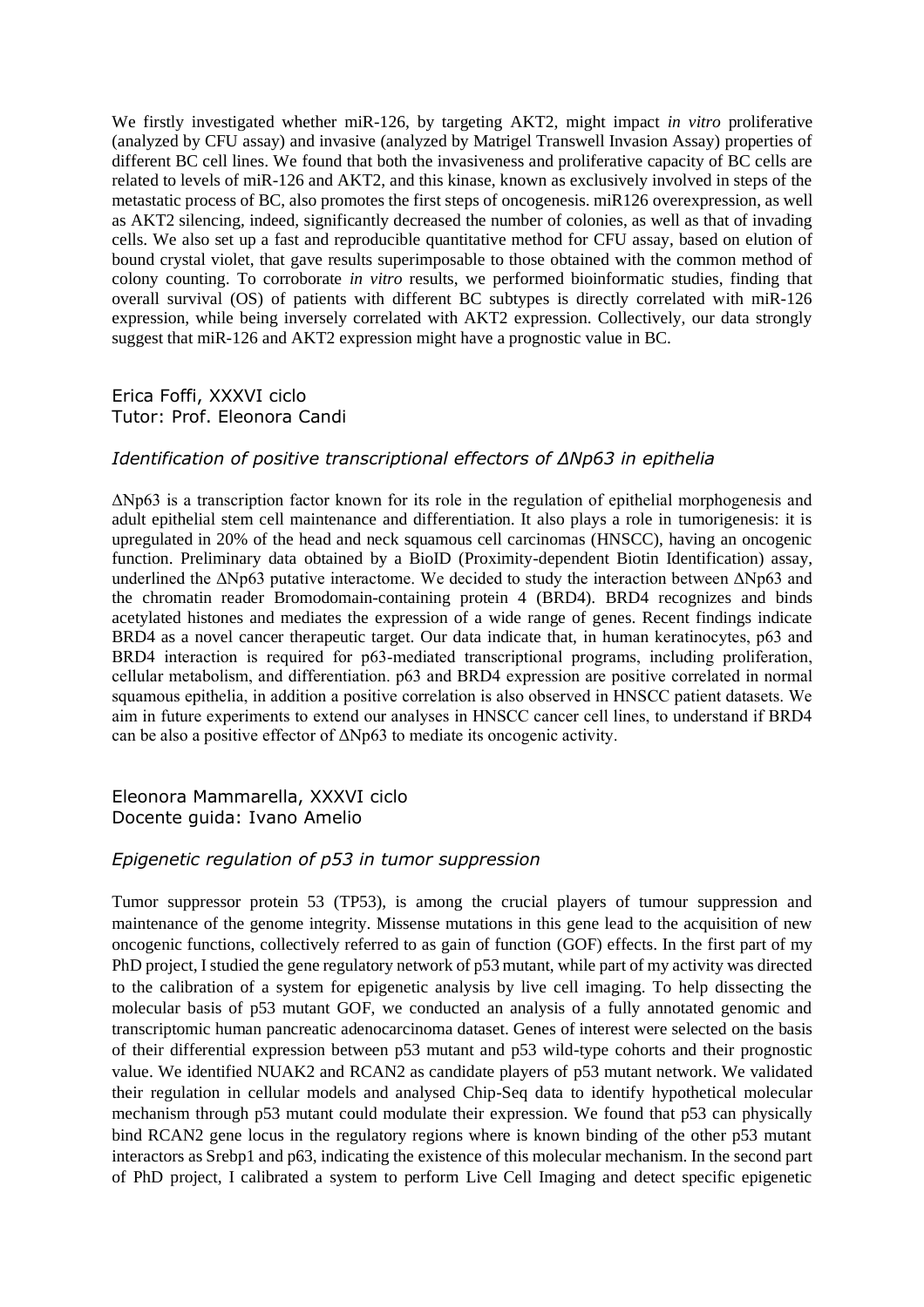We firstly investigated whether miR-126, by targeting AKT2, might impact *in vitro* proliferative (analyzed by CFU assay) and invasive (analyzed by Matrigel Transwell Invasion Assay) properties of different BC cell lines. We found that both the invasiveness and proliferative capacity of BC cells are related to levels of miR-126 and AKT2, and this kinase, known as exclusively involved in steps of the metastatic process of BC, also promotes the first steps of oncogenesis. miR126 overexpression, as well as AKT2 silencing, indeed, significantly decreased the number of colonies, as well as that of invading cells. We also set up a fast and reproducible quantitative method for CFU assay, based on elution of bound crystal violet, that gave results superimposable to those obtained with the common method of colony counting. To corroborate *in vitro* results, we performed bioinformatic studies, finding that overall survival (OS) of patients with different BC subtypes is directly correlated with miR-126 expression, while being inversely correlated with AKT2 expression. Collectively, our data strongly suggest that miR-126 and AKT2 expression might have a prognostic value in BC.

Erica Foffi, XXXVI ciclo
Tutor: Prof. Eleonora Candi

### *Identification of positive transcriptional effectors of ΔNp63 in epithelia*

ΔNp63 is a transcription factor known for its role in the regulation of epithelial morphogenesis and adult epithelial stem cell maintenance and differentiation. It also plays a role in tumorigenesis: it is upregulated in 20% of the head and neck squamous cell carcinomas (HNSCC), having an oncogenic function. Preliminary data obtained by a BioID (Proximity-dependent Biotin Identification) assay, underlined the ΔNp63 putative interactome. We decided to study the interaction between ΔNp63 and the chromatin reader Bromodomain-containing protein 4 (BRD4). BRD4 recognizes and binds acetylated histones and mediates the expression of a wide range of genes. Recent findings indicate BRD4 as a novel cancer therapeutic target. Our data indicate that, in human keratinocytes, p63 and BRD4 interaction is required for p63-mediated transcriptional programs, including proliferation, cellular metabolism, and differentiation. p63 and BRD4 expression are positive correlated in normal squamous epithelia, in addition a positive correlation is also observed in HNSCC patient datasets. We aim in future experiments to extend our analyses in HNSCC cancer cell lines, to understand if BRD4 can be also a positive effector of ΔNp63 to mediate its oncogenic activity.

Eleonora Mammarella, XXXVI ciclo
Docente guida: Ivano Amelio

### *Epigenetic regulation of p53 in tumor suppression*

Tumor suppressor protein 53 (TP53), is among the crucial players of tumour suppression and maintenance of the genome integrity. Missense mutations in this gene lead to the acquisition of new oncogenic functions, collectively referred to as gain of function (GOF) effects. In the first part of my PhD project, I studied the gene regulatory network of p53 mutant, while part of my activity was directed to the calibration of a system for epigenetic analysis by live cell imaging. To help dissecting the molecular basis of p53 mutant GOF, we conducted an analysis of a fully annotated genomic and transcriptomic human pancreatic adenocarcinoma dataset. Genes of interest were selected on the basis of their differential expression between p53 mutant and p53 wild-type cohorts and their prognostic value. We identified NUAK2 and RCAN2 as candidate players of p53 mutant network. We validated their regulation in cellular models and analysed Chip-Seq data to identify hypothetical molecular mechanism through p53 mutant could modulate their expression. We found that p53 can physically bind RCAN2 gene locus in the regulatory regions where is known binding of the other p53 mutant interactors as Srebp1 and p63, indicating the existence of this molecular mechanism. In the second part of PhD project, I calibrated a system to perform Live Cell Imaging and detect specific epigenetic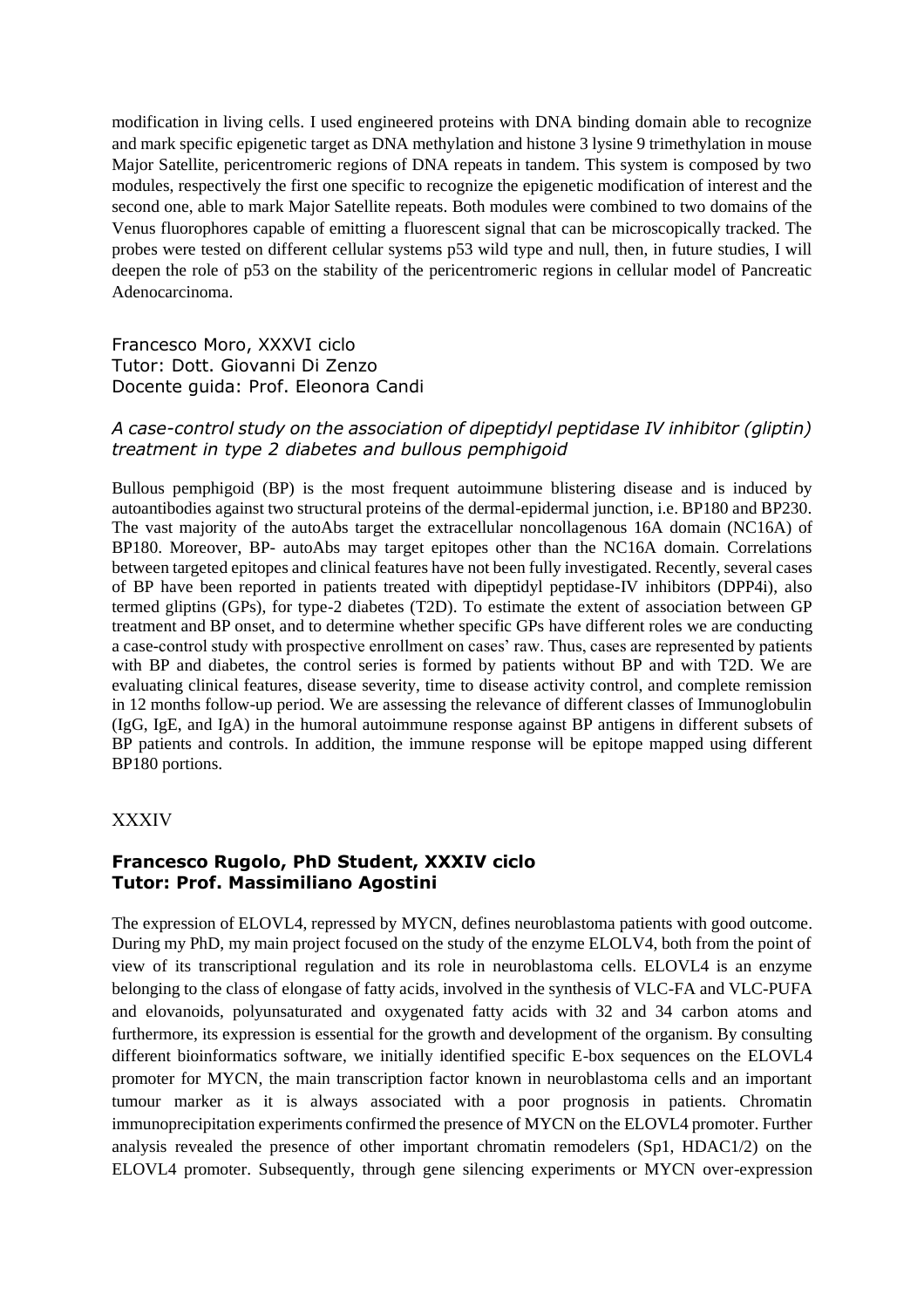modification in living cells. I used engineered proteins with DNA binding domain able to recognize and mark specific epigenetic target as DNA methylation and histone 3 lysine 9 trimethylation in mouse Major Satellite, pericentromeric regions of DNA repeats in tandem. This system is composed by two modules, respectively the first one specific to recognize the epigenetic modification of interest and the second one, able to mark Major Satellite repeats. Both modules were combined to two domains of the Venus fluorophores capable of emitting a fluorescent signal that can be microscopically tracked. The probes were tested on different cellular systems p53 wild type and null, then, in future studies, I will deepen the role of p53 on the stability of the pericentromeric regions in cellular model of Pancreatic Adenocarcinoma.

Francesco Moro, XXXVI ciclo
Tutor: Dott. Giovanni Di Zenzo
Docente guida: Prof. Eleonora Candi

*A case-control study on the association of dipeptidyl peptidase IV inhibitor (gliptin) treatment in type 2 diabetes and bullous pemphigoid*

Bullous pemphigoid (BP) is the most frequent autoimmune blistering disease and is induced by autoantibodies against two structural proteins of the dermal-epidermal junction, i.e. BP180 and BP230. The vast majority of the autoAbs target the extracellular noncollagenous 16A domain (NC16A) of BP180. Moreover, BP- autoAbs may target epitopes other than the NC16A domain. Correlations between targeted epitopes and clinical features have not been fully investigated. Recently, several cases of BP have been reported in patients treated with dipeptidyl peptidase-IV inhibitors (DPP4i), also termed gliptins (GPs), for type-2 diabetes (T2D). To estimate the extent of association between GP treatment and BP onset, and to determine whether specific GPs have different roles we are conducting a case-control study with prospective enrollment on cases' raw. Thus, cases are represented by patients with BP and diabetes, the control series is formed by patients without BP and with T2D. We are evaluating clinical features, disease severity, time to disease activity control, and complete remission in 12 months follow-up period. We are assessing the relevance of different classes of Immunoglobulin (IgG, IgE, and IgA) in the humoral autoimmune response against BP antigens in different subsets of BP patients and controls. In addition, the immune response will be epitope mapped using different BP180 portions.

## XXXIV

**Francesco Rugolo, PhD Student, XXXIV ciclo**
**Tutor: Prof. Massimiliano Agostini**

The expression of ELOVL4, repressed by MYCN, defines neuroblastoma patients with good outcome. During my PhD, my main project focused on the study of the enzyme ELOLV4, both from the point of view of its transcriptional regulation and its role in neuroblastoma cells. ELOVL4 is an enzyme belonging to the class of elongase of fatty acids, involved in the synthesis of VLC-FA and VLC-PUFA and elovanoids, polyunsaturated and oxygenated fatty acids with 32 and 34 carbon atoms and furthermore, its expression is essential for the growth and development of the organism. By consulting different bioinformatics software, we initially identified specific E-box sequences on the ELOVL4 promoter for MYCN, the main transcription factor known in neuroblastoma cells and an important tumour marker as it is always associated with a poor prognosis in patients. Chromatin immunoprecipitation experiments confirmed the presence of MYCN on the ELOVL4 promoter. Further analysis revealed the presence of other important chromatin remodelers (Sp1, HDAC1/2) on the ELOVL4 promoter. Subsequently, through gene silencing experiments or MYCN over-expression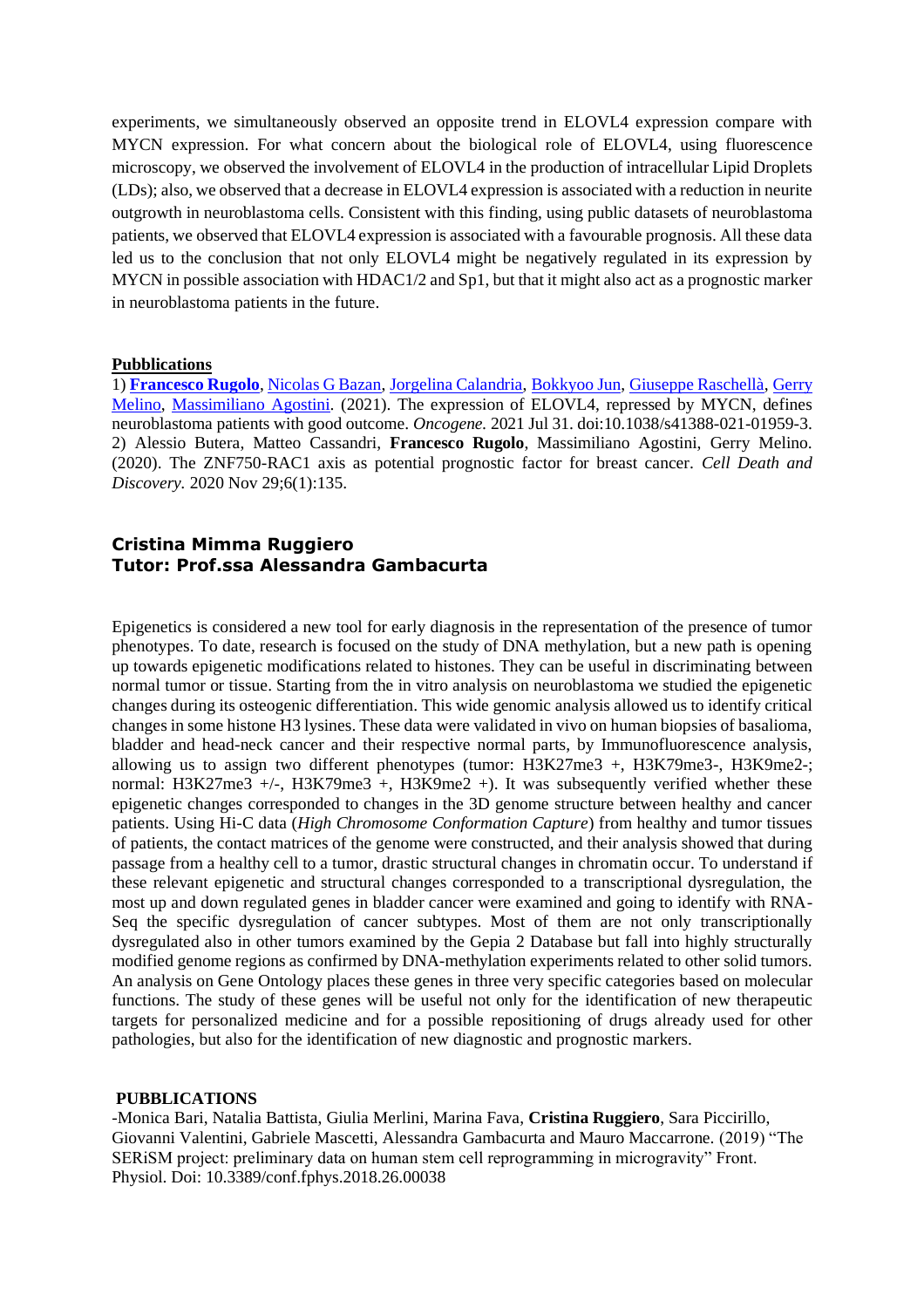experiments, we simultaneously observed an opposite trend in ELOVL4 expression compare with MYCN expression. For what concern about the biological role of ELOVL4, using fluorescence microscopy, we observed the involvement of ELOVL4 in the production of intracellular Lipid Droplets (LDs); also, we observed that a decrease in ELOVL4 expression is associated with a reduction in neurite outgrowth in neuroblastoma cells. Consistent with this finding, using public datasets of neuroblastoma patients, we observed that ELOVL4 expression is associated with a favourable prognosis. All these data led us to the conclusion that not only ELOVL4 might be negatively regulated in its expression by MYCN in possible association with HDAC1/2 and Sp1, but that it might also act as a prognostic marker in neuroblastoma patients in the future.

**Pubblications**

1) **Francesco Rugolo**, Nicolas G Bazan, Jorgelina Calandria, Bokkyoo Jun, Giuseppe Raschellà, Gerry Melino, Massimiliano Agostini. (2021). The expression of ELOVL4, repressed by MYCN, defines neuroblastoma patients with good outcome. *Oncogene.* 2021 Jul 31. doi:10.1038/s41388-021-01959-3.
2) Alessio Butera, Matteo Cassandri, **Francesco Rugolo**, Massimiliano Agostini, Gerry Melino. (2020). The ZNF750-RAC1 axis as potential prognostic factor for breast cancer. *Cell Death and Discovery.* 2020 Nov 29;6(1):135.

## Cristina Mimma Ruggiero
## Tutor: Prof.ssa Alessandra Gambacurta

Epigenetics is considered a new tool for early diagnosis in the representation of the presence of tumor phenotypes. To date, research is focused on the study of DNA methylation, but a new path is opening up towards epigenetic modifications related to histones. They can be useful in discriminating between normal tumor or tissue. Starting from the in vitro analysis on neuroblastoma we studied the epigenetic changes during its osteogenic differentiation. This wide genomic analysis allowed us to identify critical changes in some histone H3 lysines. These data were validated in vivo on human biopsies of basalioma, bladder and head-neck cancer and their respective normal parts, by Immunofluorescence analysis, allowing us to assign two different phenotypes (tumor: H3K27me3 +, H3K79me3-, H3K9me2-; normal: H3K27me3 +/-, H3K79me3 +, H3K9me2 +). It was subsequently verified whether these epigenetic changes corresponded to changes in the 3D genome structure between healthy and cancer patients. Using Hi-C data (*High Chromosome Conformation Capture*) from healthy and tumor tissues of patients, the contact matrices of the genome were constructed, and their analysis showed that during passage from a healthy cell to a tumor, drastic structural changes in chromatin occur. To understand if these relevant epigenetic and structural changes corresponded to a transcriptional dysregulation, the most up and down regulated genes in bladder cancer were examined and going to identify with RNA-Seq the specific dysregulation of cancer subtypes. Most of them are not only transcriptionally dysregulated also in other tumors examined by the Gepia 2 Database but fall into highly structurally modified genome regions as confirmed by DNA-methylation experiments related to other solid tumors. An analysis on Gene Ontology places these genes in three very specific categories based on molecular functions. The study of these genes will be useful not only for the identification of new therapeutic targets for personalized medicine and for a possible repositioning of drugs already used for other pathologies, but also for the identification of new diagnostic and prognostic markers.

**PUBBLICATIONS**

-Monica Bari, Natalia Battista, Giulia Merlini, Marina Fava, **Cristina Ruggiero**, Sara Piccirillo, Giovanni Valentini, Gabriele Mascetti, Alessandra Gambacurta and Mauro Maccarrone. (2019) "The SERiSM project: preliminary data on human stem cell reprogramming in microgravity" Front. Physiol. Doi: 10.3389/conf.fphys.2018.26.00038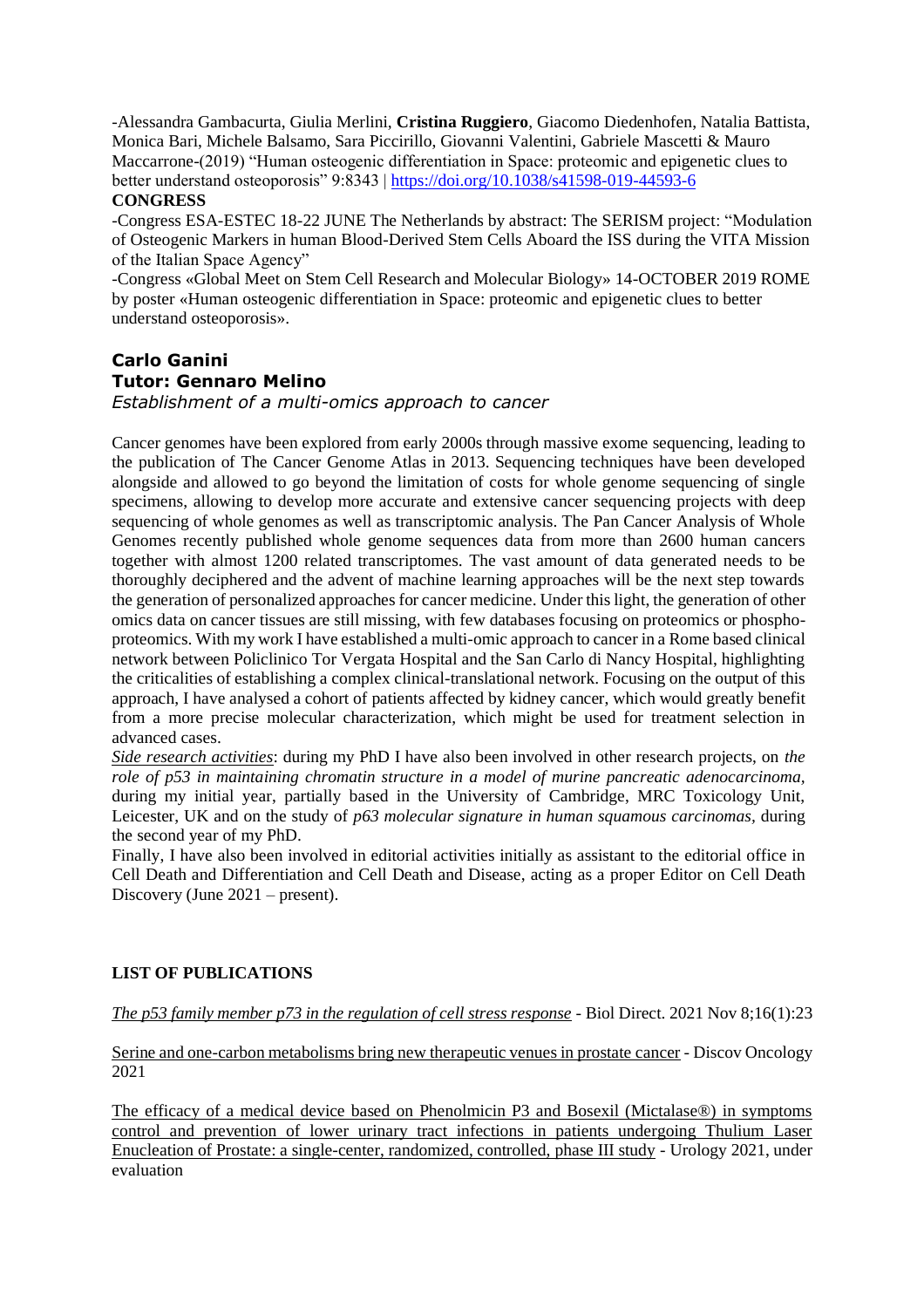-Alessandra Gambacurta, Giulia Merlini, **Cristina Ruggiero**, Giacomo Diedenhofen, Natalia Battista, Monica Bari, Michele Balsamo, Sara Piccirillo, Giovanni Valentini, Gabriele Mascetti & Mauro Maccarrone-(2019) "Human osteogenic differentiation in Space: proteomic and epigenetic clues to better understand osteoporosis" 9:8343 | https://doi.org/10.1038/s41598-019-44593-6

**CONGRESS**

-Congress ESA-ESTEC 18-22 JUNE The Netherlands by abstract: The SERISM project: "Modulation of Osteogenic Markers in human Blood-Derived Stem Cells Aboard the ISS during the VITA Mission of the Italian Space Agency"

-Congress «Global Meet on Stem Cell Research and Molecular Biology» 14-OCTOBER 2019 ROME by poster «Human osteogenic differentiation in Space: proteomic and epigenetic clues to better understand osteoporosis».

## Carlo Ganini
## Tutor: Gennaro Melino

*Establishment of a multi-omics approach to cancer*

Cancer genomes have been explored from early 2000s through massive exome sequencing, leading to the publication of The Cancer Genome Atlas in 2013. Sequencing techniques have been developed alongside and allowed to go beyond the limitation of costs for whole genome sequencing of single specimens, allowing to develop more accurate and extensive cancer sequencing projects with deep sequencing of whole genomes as well as transcriptomic analysis. The Pan Cancer Analysis of Whole Genomes recently published whole genome sequences data from more than 2600 human cancers together with almost 1200 related transcriptomes. The vast amount of data generated needs to be thoroughly deciphered and the advent of machine learning approaches will be the next step towards the generation of personalized approaches for cancer medicine. Under this light, the generation of other omics data on cancer tissues are still missing, with few databases focusing on proteomics or phospho-proteomics. With my work I have established a multi-omic approach to cancer in a Rome based clinical network between Policlinico Tor Vergata Hospital and the San Carlo di Nancy Hospital, highlighting the criticalities of establishing a complex clinical-translational network. Focusing on the output of this approach, I have analysed a cohort of patients affected by kidney cancer, which would greatly benefit from a more precise molecular characterization, which might be used for treatment selection in advanced cases.

*Side research activities*: during my PhD I have also been involved in other research projects, on *the role of p53 in maintaining chromatin structure in a model of murine pancreatic adenocarcinoma,* during my initial year, partially based in the University of Cambridge, MRC Toxicology Unit, Leicester, UK and on the study of *p63 molecular signature in human squamous carcinomas,* during the second year of my PhD.

Finally, I have also been involved in editorial activities initially as assistant to the editorial office in Cell Death and Differentiation and Cell Death and Disease, acting as a proper Editor on Cell Death Discovery (June 2021 – present).

**LIST OF PUBLICATIONS**

*The p53 family member p73 in the regulation of cell stress response* - Biol Direct. 2021 Nov 8;16(1):23

Serine and one-carbon metabolisms bring new therapeutic venues in prostate cancer - Discov Oncology 2021

The efficacy of a medical device based on Phenolmicin P3 and Bosexil (Mictalase®) in symptoms control and prevention of lower urinary tract infections in patients undergoing Thulium Laser Enucleation of Prostate: a single-center, randomized, controlled, phase III study - Urology 2021, under evaluation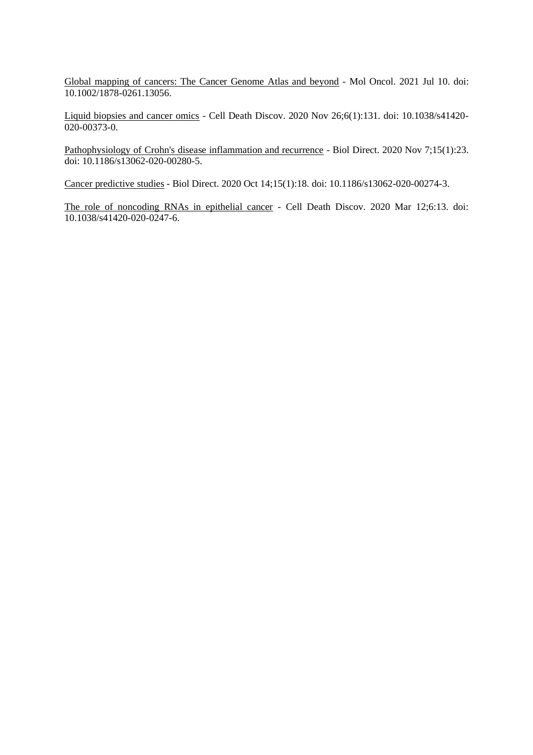Global mapping of cancers: The Cancer Genome Atlas and beyond - Mol Oncol. 2021 Jul 10. doi: 10.1002/1878-0261.13056.

Liquid biopsies and cancer omics - Cell Death Discov. 2020 Nov 26;6(1):131. doi: 10.1038/s41420-020-00373-0.

Pathophysiology of Crohn's disease inflammation and recurrence - Biol Direct. 2020 Nov 7;15(1):23. doi: 10.1186/s13062-020-00280-5.

Cancer predictive studies - Biol Direct. 2020 Oct 14;15(1):18. doi: 10.1186/s13062-020-00274-3.

The role of noncoding RNAs in epithelial cancer - Cell Death Discov. 2020 Mar 12;6:13. doi: 10.1038/s41420-020-0247-6.